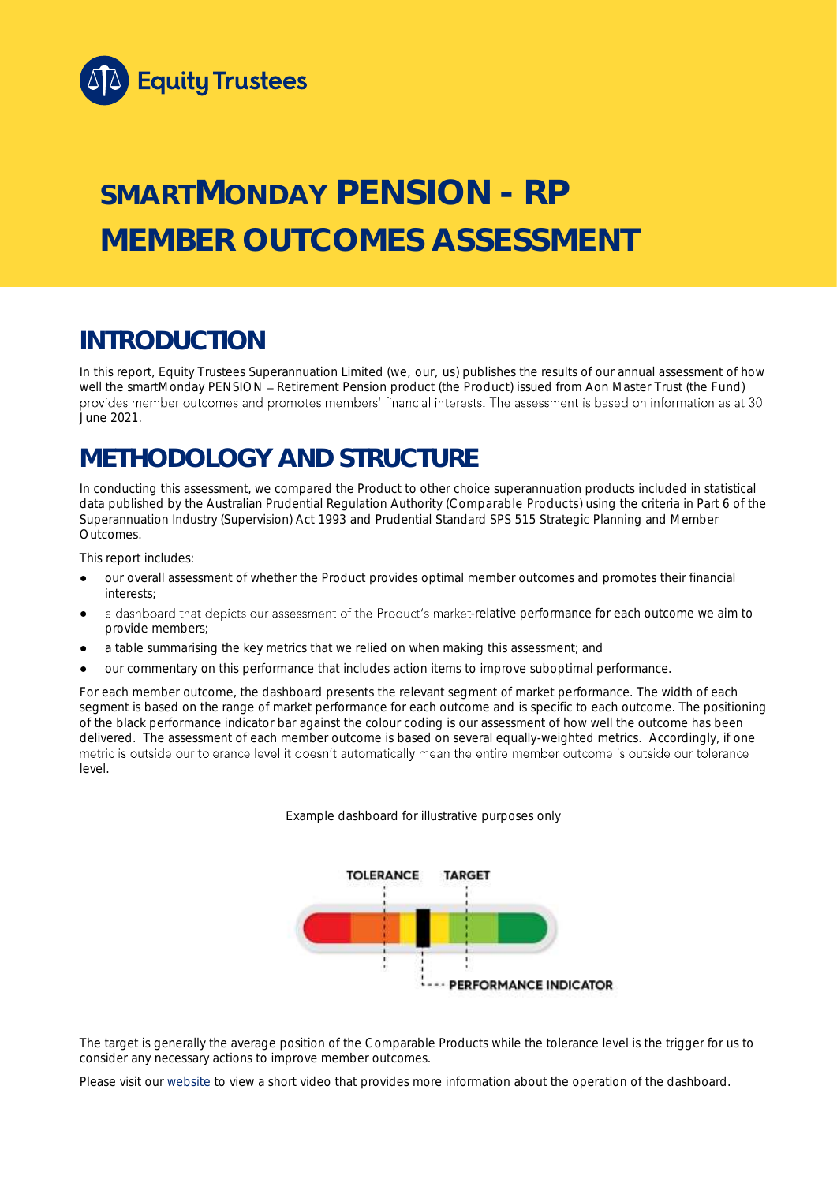# SMARTMONDAY PENSION - RP MEMBER OUTCOMES ASSESSMENT

## INTRODUCTION

In this report, Equity Trustees Superannuation Limited (we, our, us) publishes the results of our annual assessment of how well the smartMonday PENSION – Retirement Pension product (the Product) issued from Aon Master Trust (the Fund) provides member outcomes and promotes members' financial interests. The assessment is based on information as at 30 June 2021.

## METHODOLOGY AND STRUCTURE

In conducting this assessment, we compared the Product to other choice superannuation products included in statistical data published by the Australian Prudential Regulation Authority (Comparable Products) using the criteria in Part 6 of the Superannuation Industry (Supervision) Act 1993 and Prudential Standard SPS 515 Strategic Planning and Member Outcomes.

This report includes:

- our overall assessment of whether the Product provides optimal member outcomes and promotes their financial interests;
- a dashboard that depicts our assessment of the Product's market-relative performance for each outcome we aim to provide members;
- a table summarising the key metrics that we relied on when making this assessment; and
- our commentary on this performance that includes action items to improve suboptimal performance.

For each member outcome, the dashboard presents the relevant segment of market performance. The width of each segment is based on the range of market performance for each outcome and is specific to each outcome. The positioning of the black performance indicator bar against the colour coding is our assessment of how well the outcome has been delivered. The assessment of each member outcome is based on several equally-weighted metrics. Accordingly, if one metric is outside our tolerance level it doesn't automatically mean the entire member outcome is outside our tolerance level.

Example dashboard for illustrative purposes only

TOLERANCE TARGET

PERFORMANCE INDICATOR

The target is generally the average position of the Comparable Products while the tolerance level is the trigger for us to consider any necessary actions to improve member outcomes.

Please visit our website to view a short video that provides more information about the operation of the dashboard.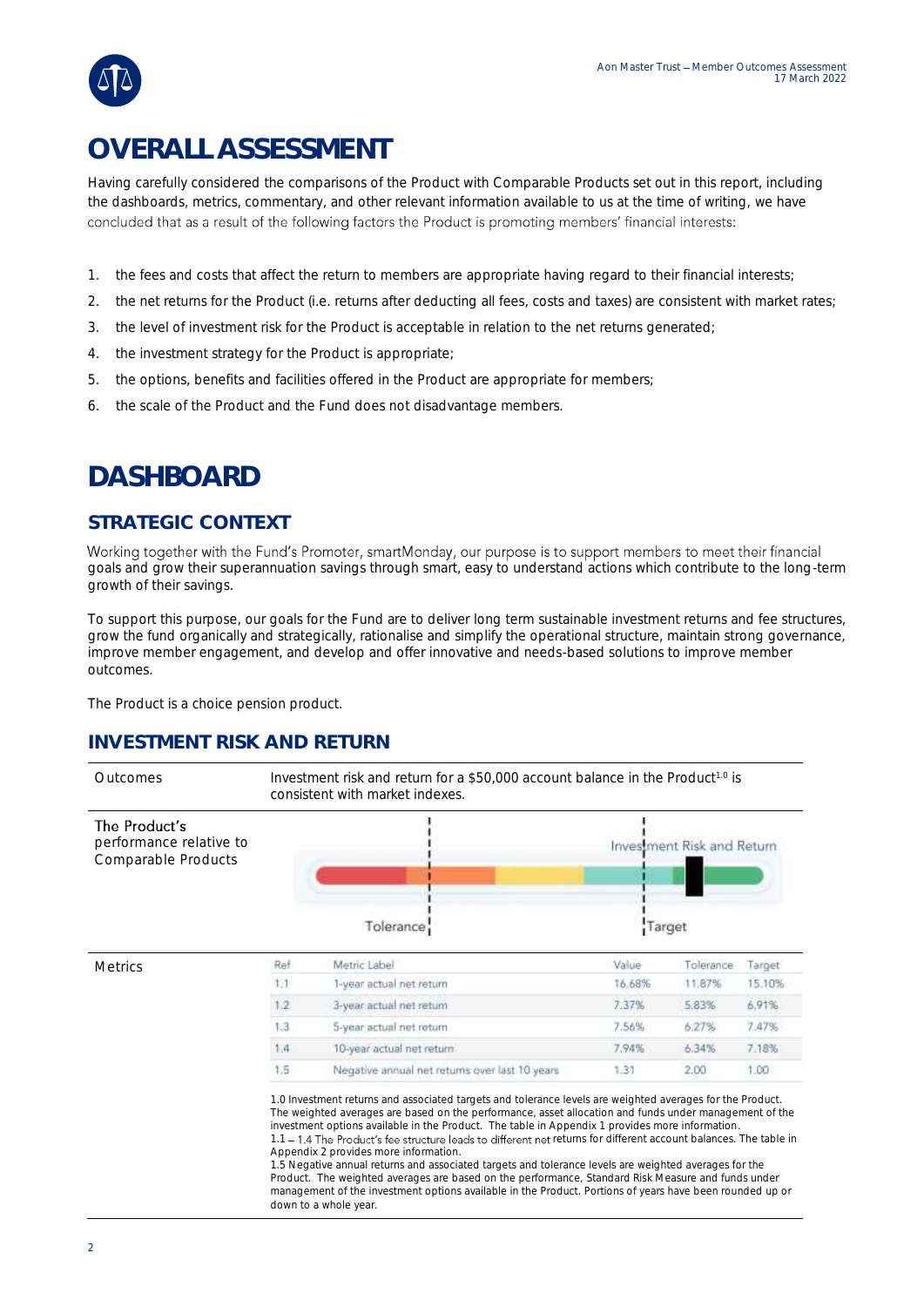# OVERALL ASSESSMENT

Having carefully considered the comparisons of the Product with Comparable Products set out in this report, including the dashboards, metrics, commentary, and other relevant information available to us at the time of writing, we have concluded that as a result of the following factors the Product is promoting members' financial interests:

1. the fees and costs that affect the return to members are appropriate having regard to their financial interests;
2. the net returns for the Product (i.e. returns after deducting all fees, costs and taxes) are consistent with market rates;
3. the level of investment risk for the Product is acceptable in relation to the net returns generated;
4. the investment strategy for the Product is appropriate;
5. the options, benefits and facilities offered in the Product are appropriate for members;
6. the scale of the Product and the Fund does not disadvantage members.

# DASHBOARD

## STRATEGIC CONTEXT

Working together with the Fund's Promoter, smartMonday, our purpose is to support members to meet their financial goals and grow their superannuation savings through smart, easy to understand actions which contribute to the long-term growth of their savings.

To support this purpose, our goals for the Fund are to deliver long term sustainable investment returns and fee structures, grow the fund organically and strategically, rationalise and simplify the operational structure, maintain strong governance, improve member engagement, and develop and offer innovative and needs-based solutions to improve member outcomes.

The Product is a choice pension product.

## INVESTMENT RISK AND RETURN

**Outcomes**

Investment risk and return for a $50,000 account balance in the Product[1.0] is consistent with market indexes.

**The Product's performance relative to Comparable Products**

Investment Risk and Return

Tolerance | Target

**Metrics**

| Ref | Metric Label | Value | Tolerance | Target |
|---|---|---|---|---|
| 1.1 | 1-year actual net return | 16.68% | 11.87% | 15.10% |
| 1.2 | 3-year actual net return | 7.37% | 5.83% | 6.91% |
| 1.3 | 5-year actual net return | 7.56% | 6.27% | 7.47% |
| 1.4 | 10-year actual net return | 7.94% | 6.34% | 7.18% |
| 1.5 | Negative annual net returns over last 10 years | 1.31 | 2.00 | 1.00 |

1.0 Investment returns and associated targets and tolerance levels are weighted averages for the Product. The weighted averages are based on the performance, asset allocation and funds under management of the investment options available in the Product. The table in Appendix 1 provides more information.
1.1 – 1.4 The Product's fee structure leads to different net returns for different account balances. The table in Appendix 2 provides more information.
1.5 Negative annual returns and associated targets and tolerance levels are weighted averages for the Product. The weighted averages are based on the performance, Standard Risk Measure and funds under management of the investment options available in the Product. Portions of years have been rounded up or down to a whole year.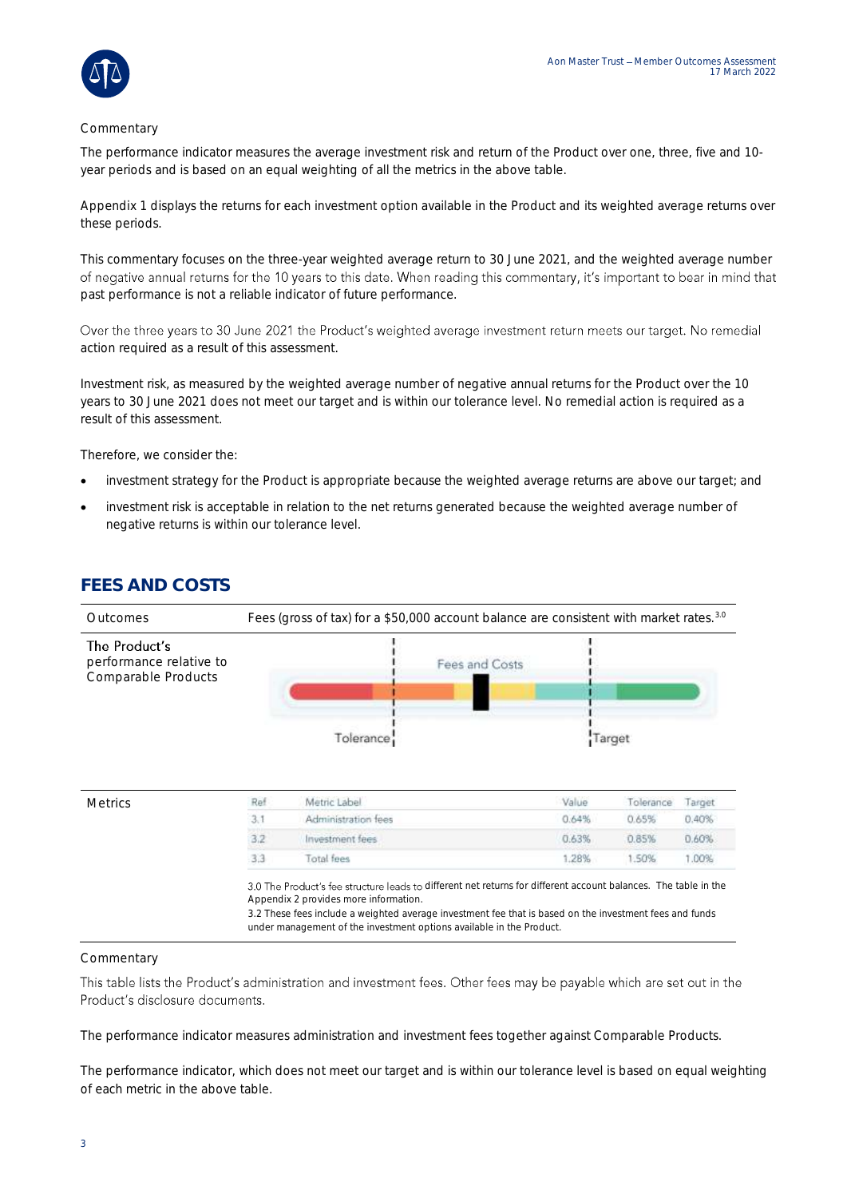Commentary

The performance indicator measures the average investment risk and return of the Product over one, three, five and 10-year periods and is based on an equal weighting of all the metrics in the above table.

Appendix 1 displays the returns for each investment option available in the Product and its weighted average returns over these periods.

This commentary focuses on the three-year weighted average return to 30 June 2021, and the weighted average number of negative annual returns for the 10 years to this date. When reading this commentary, it's important to bear in mind that past performance is not a reliable indicator of future performance.

Over the three years to 30 June 2021 the Product's weighted average investment return meets our target. No remedial action required as a result of this assessment.

Investment risk, as measured by the weighted average number of negative annual returns for the Product over the 10 years to 30 June 2021 does not meet our target and is within our tolerance level. No remedial action is required as a result of this assessment.

Therefore, we consider the:

- investment strategy for the Product is appropriate because the weighted average returns are above our target; and
- investment risk is acceptable in relation to the net returns generated because the weighted average number of negative returns is within our tolerance level.

## FEES AND COSTS

Outcomes: Fees (gross of tax) for a $50,000 account balance are consistent with market rates.[3.0]

The Product's performance relative to Comparable Products: Fees and Costs (Tolerance / Target)

Metrics

| Ref | Metric Label | Value | Tolerance | Target |
|---|---|---|---|---|
| 3.1 | Administration fees | 0.64% | 0.65% | 0.40% |
| 3.2 | Investment fees | 0.63% | 0.85% | 0.60% |
| 3.3 | Total fees | 1.28% | 1.50% | 1.00% |

3.0 The Product's fee structure leads to different net returns for different account balances. The table in the Appendix 2 provides more information.
3.2 These fees include a weighted average investment fee that is based on the investment fees and funds under management of the investment options available in the Product.

Commentary

This table lists the Product's administration and investment fees. Other fees may be payable which are set out in the Product's disclosure documents.

The performance indicator measures administration and investment fees together against Comparable Products.

The performance indicator, which does not meet our target and is within our tolerance level is based on equal weighting of each metric in the above table.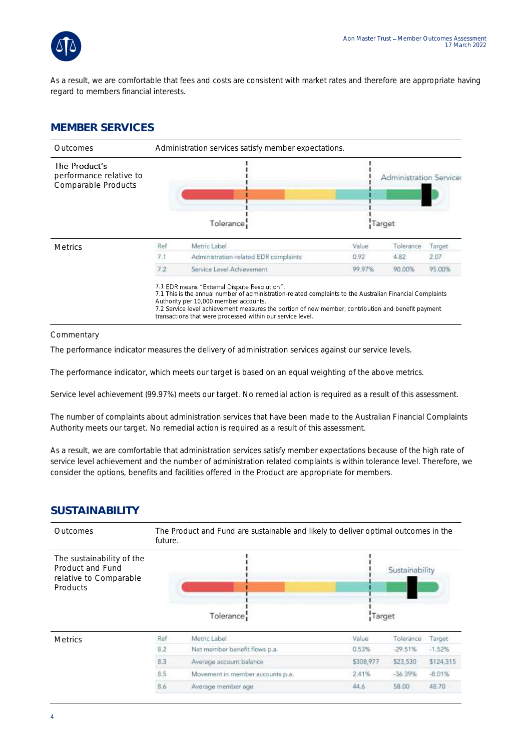As a result, we are comfortable that fees and costs are consistent with market rates and therefore are appropriate having regard to members financial interests.

## MEMBER SERVICES

| Outcomes | Administration services satisfy member expectations. |
|---|---|
| The Product's performance relative to Comparable Products | Administration Service (Tolerance / Target) |

**Metrics**

| Ref | Metric Label | Value | Tolerance | Target |
|---|---|---|---|---|
| 7.1 | Administration-related EDR complaints | 0.92 | 4.82 | 2.07 |
| 7.2 | Service Level Achievement | 99.97% | 90.00% | 95.00% |

7.1 EDR means "External Dispute Resolution".
7.1 This is the annual number of administration-related complaints to the Australian Financial Complaints Authority per 10,000 member accounts.
7.2 Service level achievement measures the portion of new member, contribution and benefit payment transactions that were processed within our service level.

Commentary

The performance indicator measures the delivery of administration services against our service levels.

The performance indicator, which meets our target is based on an equal weighting of the above metrics.

Service level achievement (99.97%) meets our target. No remedial action is required as a result of this assessment.

The number of complaints about administration services that have been made to the Australian Financial Complaints Authority meets our target. No remedial action is required as a result of this assessment.

As a result, we are comfortable that administration services satisfy member expectations because of the high rate of service level achievement and the number of administration related complaints is within tolerance level. Therefore, we consider the options, benefits and facilities offered in the Product are appropriate for members.

## SUSTAINABILITY

| Outcomes | The Product and Fund are sustainable and likely to deliver optimal outcomes in the future. |
|---|---|
| The sustainability of the Product and Fund relative to Comparable Products | Sustainability (Tolerance / Target) |

**Metrics**

| Ref | Metric Label | Value | Tolerance | Target |
|---|---|---|---|---|
| 8.2 | Net member benefit flows p.a. | 0.53% | -29.51% | -1.52% |
| 8.3 | Average account balance | $308,977 | $23,530 | $124,315 |
| 8.5 | Movement in member accounts p.a. | 2.41% | -36.39% | -8.01% |
| 8.6 | Average member age | 44.6 | 58.00 | 48.70 |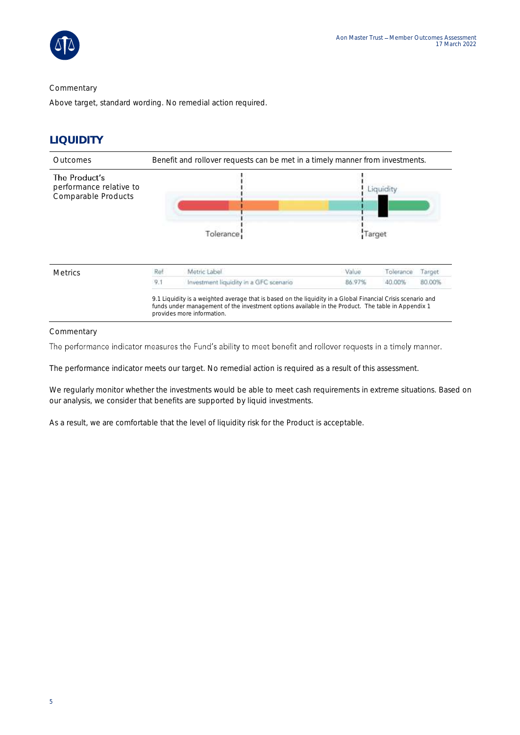Commentary

Above target, standard wording. No remedial action required.

## LIQUIDITY

| | |
|---|---|
| Outcomes | Benefit and rollover requests can be met in a timely manner from investments. |
| The Product's performance relative to Comparable Products | Liquidity — Tolerance — Target |

**Metrics**

| Ref | Metric Label | Value | Tolerance | Target |
|---|---|---|---|---|
| 9.1 | Investment liquidity in a GFC scenario | 86.97% | 40.00% | 80.00% |

9.1 Liquidity is a weighted average that is based on the liquidity in a Global Financial Crisis scenario and funds under management of the investment options available in the Product. The table in Appendix 1 provides more information.

Commentary

The performance indicator measures the Fund's ability to meet benefit and rollover requests in a timely manner.

The performance indicator meets our target. No remedial action is required as a result of this assessment.

We regularly monitor whether the investments would be able to meet cash requirements in extreme situations. Based on our analysis, we consider that benefits are supported by liquid investments.

As a result, we are comfortable that the level of liquidity risk for the Product is acceptable.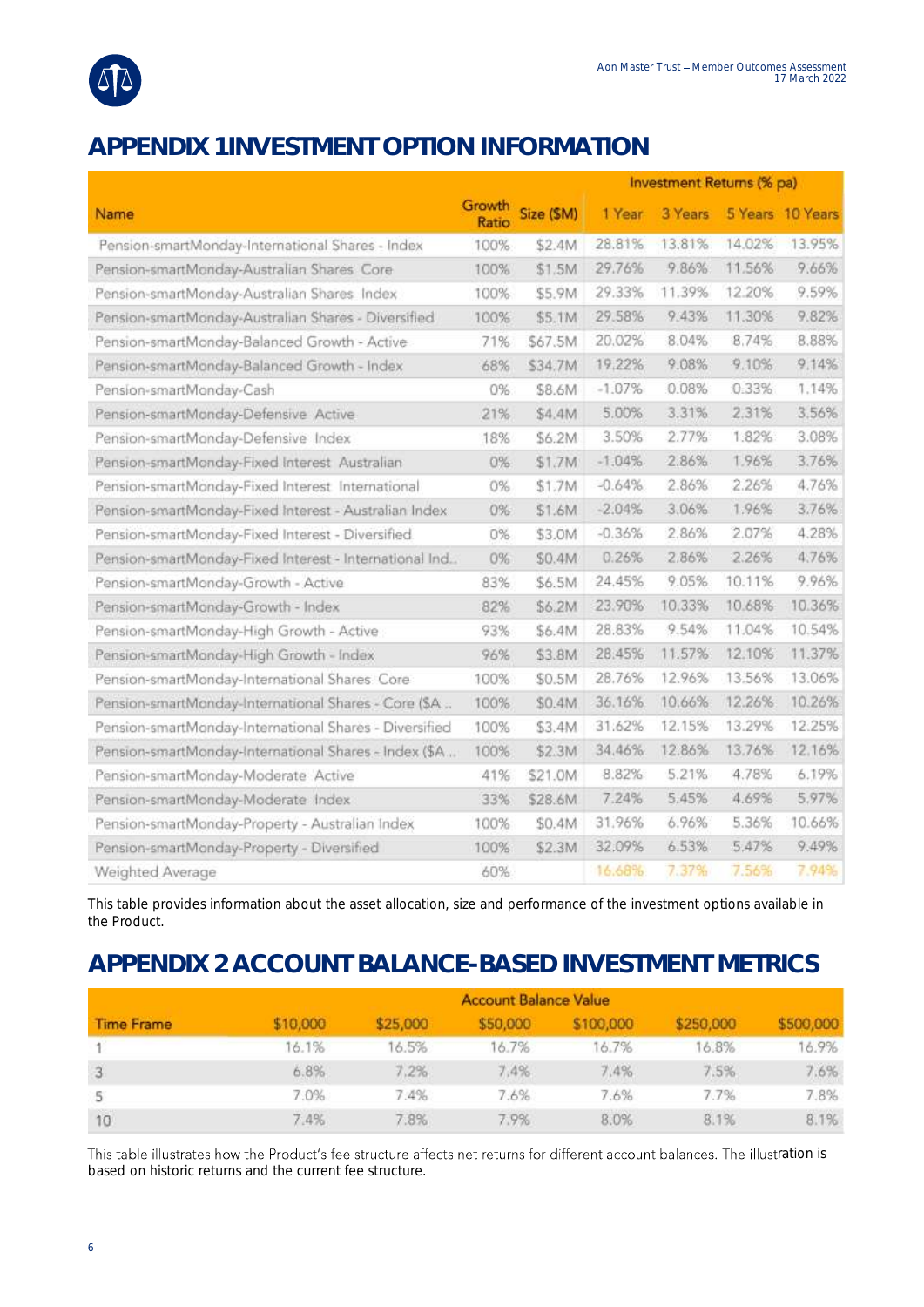# APPENDIX 1INVESTMENT OPTION INFORMATION

| Name | Growth Ratio | Size ($M) | Investment Returns (% pa) | | | |
|---|---|---|---|---|---|---|
| | | | 1 Year | 3 Years | 5 Years | 10 Years |
| Pension-smartMonday-International Shares - Index | 100% | $2.4M | 28.81% | 13.81% | 14.02% | 13.95% |
| Pension-smartMonday-Australian Shares Core | 100% | $1.5M | 29.76% | 9.86% | 11.56% | 9.66% |
| Pension-smartMonday-Australian Shares Index | 100% | $5.9M | 29.33% | 11.39% | 12.20% | 9.59% |
| Pension-smartMonday-Australian Shares - Diversified | 100% | $5.1M | 29.58% | 9.43% | 11.30% | 9.82% |
| Pension-smartMonday-Balanced Growth - Active | 71% | $67.5M | 20.02% | 8.04% | 8.74% | 8.88% |
| Pension-smartMonday-Balanced Growth - Index | 68% | $34.7M | 19.22% | 9.08% | 9.10% | 9.14% |
| Pension-smartMonday-Cash | 0% | $8.6M | -1.07% | 0.08% | 0.33% | 1.14% |
| Pension-smartMonday-Defensive Active | 21% | $4.4M | 5.00% | 3.31% | 2.31% | 3.56% |
| Pension-smartMonday-Defensive Index | 18% | $6.2M | 3.50% | 2.77% | 1.82% | 3.08% |
| Pension-smartMonday-Fixed Interest Australian | 0% | $1.7M | -1.04% | 2.86% | 1.96% | 3.76% |
| Pension-smartMonday-Fixed Interest International | 0% | $1.7M | -0.64% | 2.86% | 2.26% | 4.76% |
| Pension-smartMonday-Fixed Interest - Australian Index | 0% | $1.6M | -2.04% | 3.06% | 1.96% | 3.76% |
| Pension-smartMonday-Fixed Interest - Diversified | 0% | $3.0M | -0.36% | 2.86% | 2.07% | 4.28% |
| Pension-smartMonday-Fixed Interest - International Ind.. | 0% | $0.4M | 0.26% | 2.86% | 2.26% | 4.76% |
| Pension-smartMonday-Growth - Active | 83% | $6.5M | 24.45% | 9.05% | 10.11% | 9.96% |
| Pension-smartMonday-Growth - Index | 82% | $6.2M | 23.90% | 10.33% | 10.68% | 10.36% |
| Pension-smartMonday-High Growth - Active | 93% | $6.4M | 28.83% | 9.54% | 11.04% | 10.54% |
| Pension-smartMonday-High Growth - Index | 96% | $3.8M | 28.45% | 11.57% | 12.10% | 11.37% |
| Pension-smartMonday-International Shares Core | 100% | $0.5M | 28.76% | 12.96% | 13.56% | 13.06% |
| Pension-smartMonday-International Shares - Core ($A .. | 100% | $0.4M | 36.16% | 10.66% | 12.26% | 10.26% |
| Pension-smartMonday-International Shares - Diversified | 100% | $3.4M | 31.62% | 12.15% | 13.29% | 12.25% |
| Pension-smartMonday-International Shares - Index ($A .. | 100% | $2.3M | 34.46% | 12.86% | 13.76% | 12.16% |
| Pension-smartMonday-Moderate Active | 41% | $21.0M | 8.82% | 5.21% | 4.78% | 6.19% |
| Pension-smartMonday-Moderate Index | 33% | $28.6M | 7.24% | 5.45% | 4.69% | 5.97% |
| Pension-smartMonday-Property - Australian Index | 100% | $0.4M | 31.96% | 6.96% | 5.36% | 10.66% |
| Pension-smartMonday-Property - Diversified | 100% | $2.3M | 32.09% | 6.53% | 5.47% | 9.49% |
| Weighted Average | 60% | | 16.68% | 7.37% | 7.56% | 7.94% |

This table provides information about the asset allocation, size and performance of the investment options available in the Product.

# APPENDIX 2 ACCOUNT BALANCE-BASED INVESTMENT METRICS

| Time Frame | Account Balance Value | | | | | |
|---|---|---|---|---|---|---|
| | $10,000 | $25,000 | $50,000 | $100,000 | $250,000 | $500,000 |
| 1 | 16.1% | 16.5% | 16.7% | 16.7% | 16.8% | 16.9% |
| 3 | 6.8% | 7.2% | 7.4% | 7.4% | 7.5% | 7.6% |
| 5 | 7.0% | 7.4% | 7.6% | 7.6% | 7.7% | 7.8% |
| 10 | 7.4% | 7.8% | 7.9% | 8.0% | 8.1% | 8.1% |

This table illustrates how the Product's fee structure affects net returns for different account balances. The illustration is based on historic returns and the current fee structure.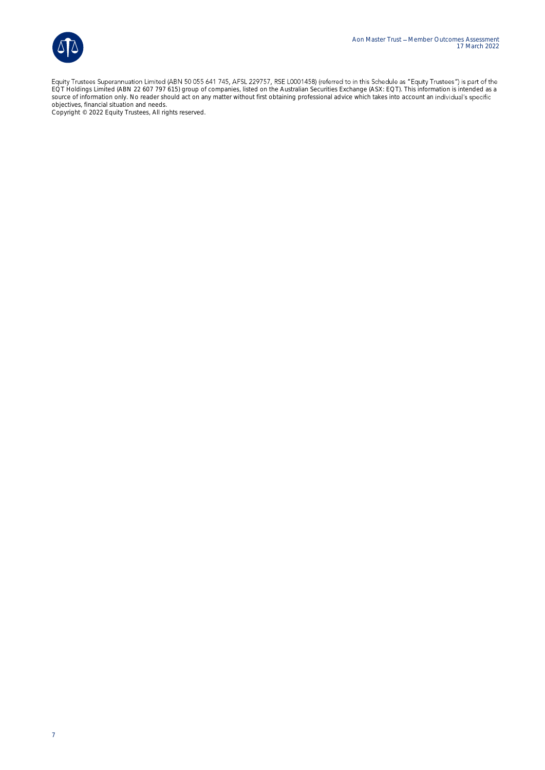Equity Trustees Superannuation Limited (ABN 50 055 641 745, AFSL 229757, RSE L0001458) (referred to in this Schedule as "Equity Trustees") is part of the EQT Holdings Limited (ABN 22 607 797 615) group of companies, listed on the Australian Securities Exchange (ASX: EQT). This information is intended as a source of information only. No reader should act on any matter without first obtaining professional advice which takes into account an individual's specific objectives, financial situation and needs.

Copyright © 2022 Equity Trustees, All rights reserved.